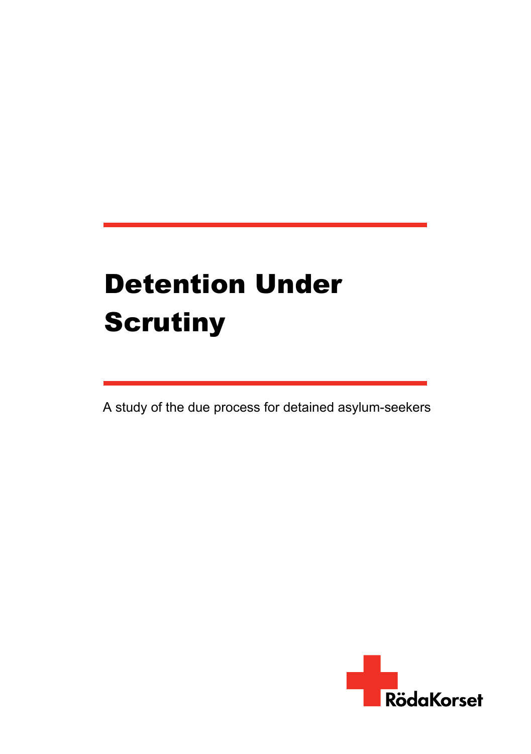# Detention Under Scrutiny

A study of the due process for detained asylum-seekers

RödaKorset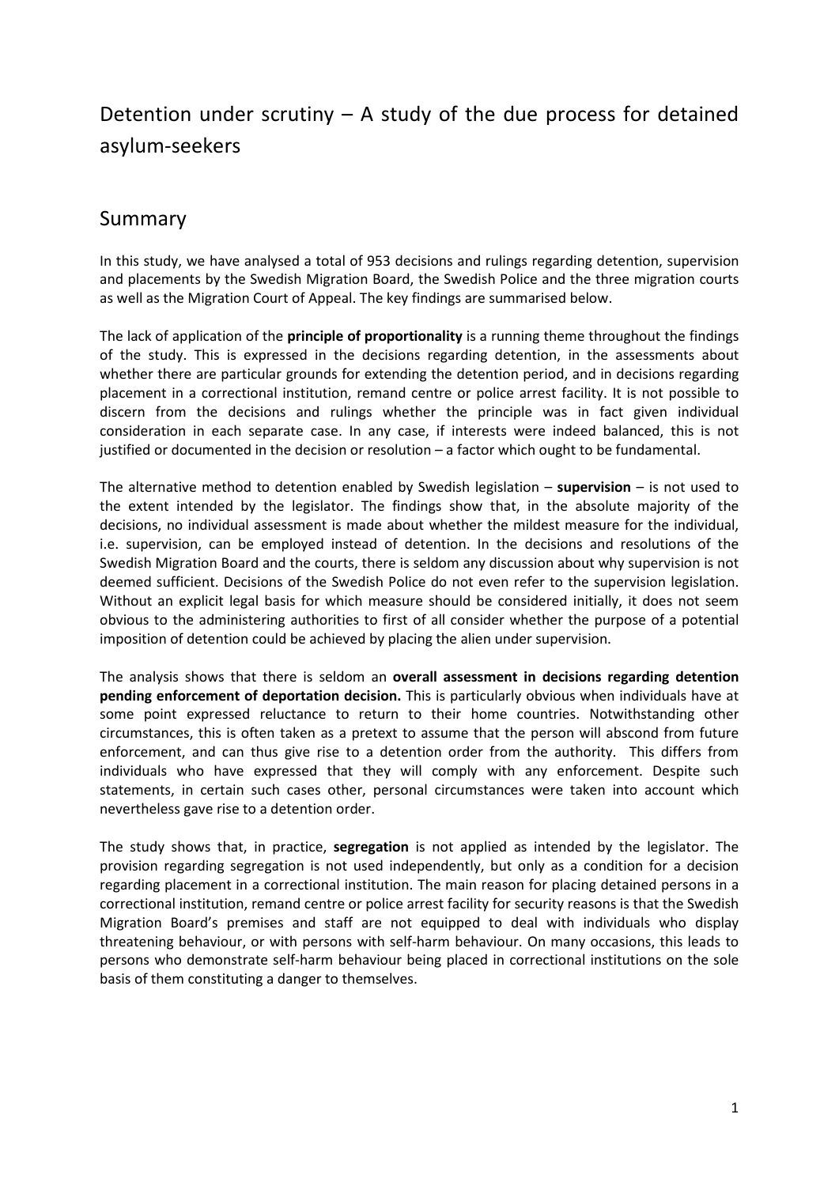# Detention under scrutiny – A study of the due process for detained asylum-seekers

## Summary

In this study, we have analysed a total of 953 decisions and rulings regarding detention, supervision and placements by the Swedish Migration Board, the Swedish Police and the three migration courts as well as the Migration Court of Appeal. The key findings are summarised below.

The lack of application of the **principle of proportionality** is a running theme throughout the findings of the study. This is expressed in the decisions regarding detention, in the assessments about whether there are particular grounds for extending the detention period, and in decisions regarding placement in a correctional institution, remand centre or police arrest facility. It is not possible to discern from the decisions and rulings whether the principle was in fact given individual consideration in each separate case. In any case, if interests were indeed balanced, this is not justified or documented in the decision or resolution – a factor which ought to be fundamental.

The alternative method to detention enabled by Swedish legislation – **supervision** – is not used to the extent intended by the legislator. The findings show that, in the absolute majority of the decisions, no individual assessment is made about whether the mildest measure for the individual, i.e. supervision, can be employed instead of detention. In the decisions and resolutions of the Swedish Migration Board and the courts, there is seldom any discussion about why supervision is not deemed sufficient. Decisions of the Swedish Police do not even refer to the supervision legislation. Without an explicit legal basis for which measure should be considered initially, it does not seem obvious to the administering authorities to first of all consider whether the purpose of a potential imposition of detention could be achieved by placing the alien under supervision.

The analysis shows that there is seldom an **overall assessment in decisions regarding detention pending enforcement of deportation decision.** This is particularly obvious when individuals have at some point expressed reluctance to return to their home countries. Notwithstanding other circumstances, this is often taken as a pretext to assume that the person will abscond from future enforcement, and can thus give rise to a detention order from the authority. This differs from individuals who have expressed that they will comply with any enforcement. Despite such statements, in certain such cases other, personal circumstances were taken into account which nevertheless gave rise to a detention order.

The study shows that, in practice, **segregation** is not applied as intended by the legislator. The provision regarding segregation is not used independently, but only as a condition for a decision regarding placement in a correctional institution. The main reason for placing detained persons in a correctional institution, remand centre or police arrest facility for security reasons is that the Swedish Migration Board's premises and staff are not equipped to deal with individuals who display threatening behaviour, or with persons with self-harm behaviour. On many occasions, this leads to persons who demonstrate self-harm behaviour being placed in correctional institutions on the sole basis of them constituting a danger to themselves.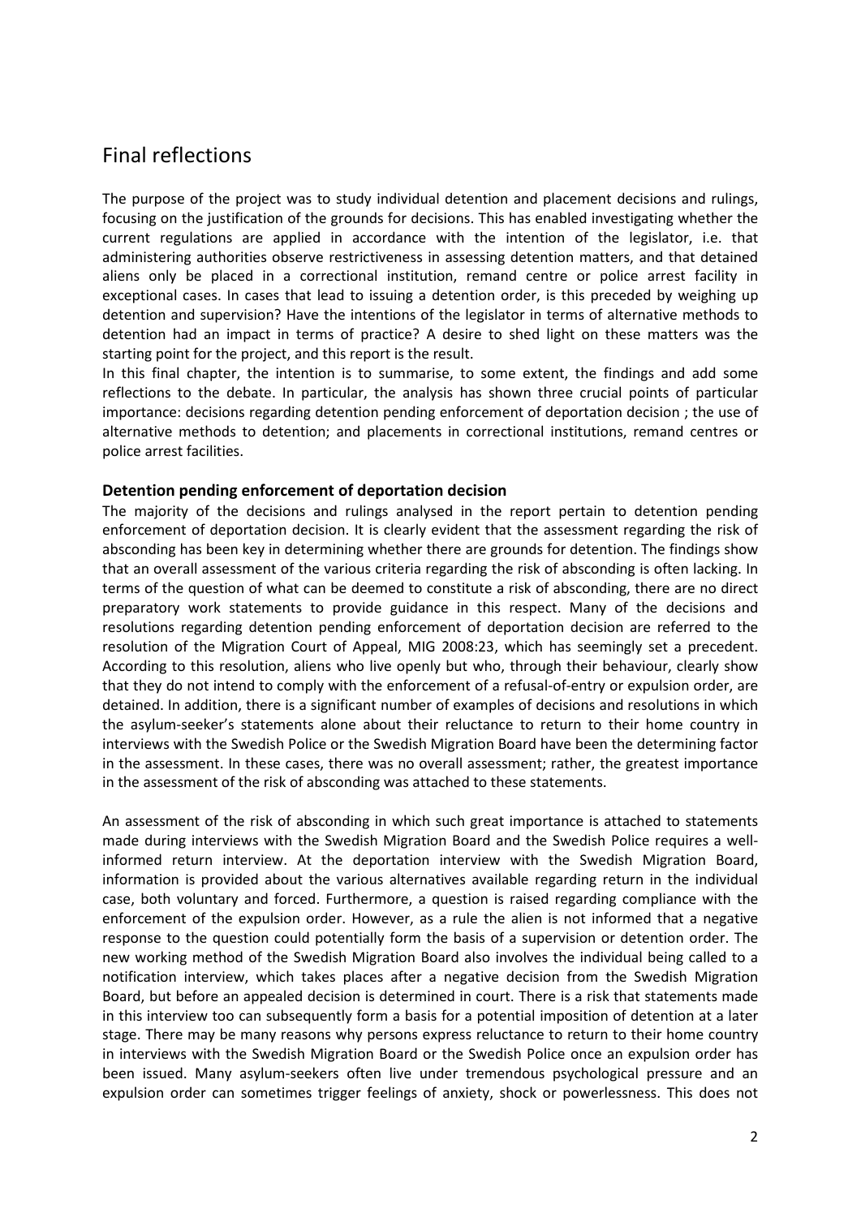# Final reflections

The purpose of the project was to study individual detention and placement decisions and rulings, focusing on the justification of the grounds for decisions. This has enabled investigating whether the current regulations are applied in accordance with the intention of the legislator, i.e. that administering authorities observe restrictiveness in assessing detention matters, and that detained aliens only be placed in a correctional institution, remand centre or police arrest facility in exceptional cases. In cases that lead to issuing a detention order, is this preceded by weighing up detention and supervision? Have the intentions of the legislator in terms of alternative methods to detention had an impact in terms of practice? A desire to shed light on these matters was the starting point for the project, and this report is the result.

In this final chapter, the intention is to summarise, to some extent, the findings and add some reflections to the debate. In particular, the analysis has shown three crucial points of particular importance: decisions regarding detention pending enforcement of deportation decision ; the use of alternative methods to detention; and placements in correctional institutions, remand centres or police arrest facilities.

### Detention pending enforcement of deportation decision

The majority of the decisions and rulings analysed in the report pertain to detention pending enforcement of deportation decision. It is clearly evident that the assessment regarding the risk of absconding has been key in determining whether there are grounds for detention. The findings show that an overall assessment of the various criteria regarding the risk of absconding is often lacking. In terms of the question of what can be deemed to constitute a risk of absconding, there are no direct preparatory work statements to provide guidance in this respect. Many of the decisions and resolutions regarding detention pending enforcement of deportation decision are referred to the resolution of the Migration Court of Appeal, MIG 2008:23, which has seemingly set a precedent. According to this resolution, aliens who live openly but who, through their behaviour, clearly show that they do not intend to comply with the enforcement of a refusal-of-entry or expulsion order, are detained. In addition, there is a significant number of examples of decisions and resolutions in which the asylum-seeker's statements alone about their reluctance to return to their home country in interviews with the Swedish Police or the Swedish Migration Board have been the determining factor in the assessment. In these cases, there was no overall assessment; rather, the greatest importance in the assessment of the risk of absconding was attached to these statements.

An assessment of the risk of absconding in which such great importance is attached to statements made during interviews with the Swedish Migration Board and the Swedish Police requires a well-informed return interview. At the deportation interview with the Swedish Migration Board, information is provided about the various alternatives available regarding return in the individual case, both voluntary and forced. Furthermore, a question is raised regarding compliance with the enforcement of the expulsion order. However, as a rule the alien is not informed that a negative response to the question could potentially form the basis of a supervision or detention order. The new working method of the Swedish Migration Board also involves the individual being called to a notification interview, which takes places after a negative decision from the Swedish Migration Board, but before an appealed decision is determined in court. There is a risk that statements made in this interview too can subsequently form a basis for a potential imposition of detention at a later stage. There may be many reasons why persons express reluctance to return to their home country in interviews with the Swedish Migration Board or the Swedish Police once an expulsion order has been issued. Many asylum-seekers often live under tremendous psychological pressure and an expulsion order can sometimes trigger feelings of anxiety, shock or powerlessness. This does not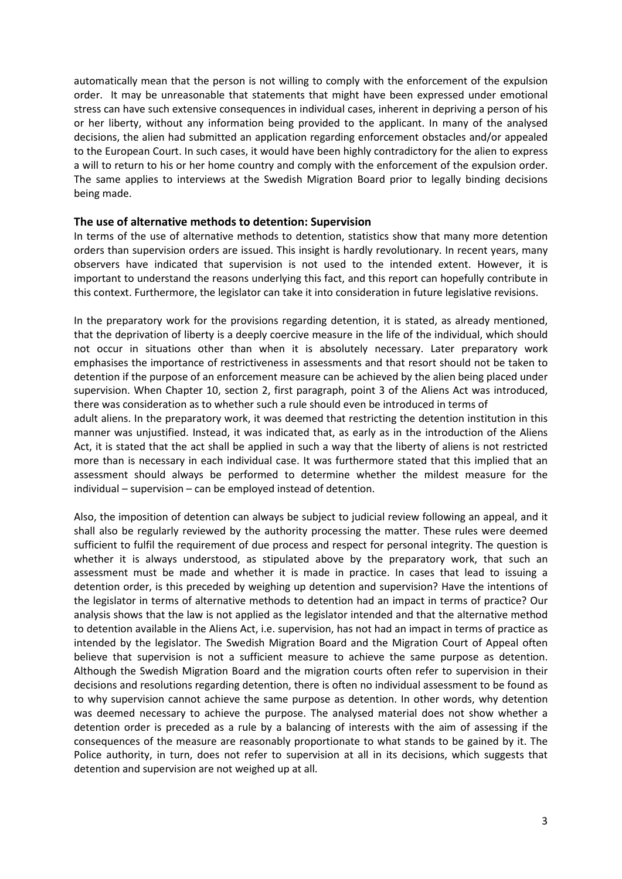automatically mean that the person is not willing to comply with the enforcement of the expulsion order. It may be unreasonable that statements that might have been expressed under emotional stress can have such extensive consequences in individual cases, inherent in depriving a person of his or her liberty, without any information being provided to the applicant. In many of the analysed decisions, the alien had submitted an application regarding enforcement obstacles and/or appealed to the European Court. In such cases, it would have been highly contradictory for the alien to express a will to return to his or her home country and comply with the enforcement of the expulsion order. The same applies to interviews at the Swedish Migration Board prior to legally binding decisions being made.

### The use of alternative methods to detention: Supervision

In terms of the use of alternative methods to detention, statistics show that many more detention orders than supervision orders are issued. This insight is hardly revolutionary. In recent years, many observers have indicated that supervision is not used to the intended extent. However, it is important to understand the reasons underlying this fact, and this report can hopefully contribute in this context. Furthermore, the legislator can take it into consideration in future legislative revisions.

In the preparatory work for the provisions regarding detention, it is stated, as already mentioned, that the deprivation of liberty is a deeply coercive measure in the life of the individual, which should not occur in situations other than when it is absolutely necessary. Later preparatory work emphasises the importance of restrictiveness in assessments and that resort should not be taken to detention if the purpose of an enforcement measure can be achieved by the alien being placed under supervision. When Chapter 10, section 2, first paragraph, point 3 of the Aliens Act was introduced, there was consideration as to whether such a rule should even be introduced in terms of adult aliens. In the preparatory work, it was deemed that restricting the detention institution in this manner was unjustified. Instead, it was indicated that, as early as in the introduction of the Aliens Act, it is stated that the act shall be applied in such a way that the liberty of aliens is not restricted more than is necessary in each individual case. It was furthermore stated that this implied that an assessment should always be performed to determine whether the mildest measure for the individual – supervision – can be employed instead of detention.

Also, the imposition of detention can always be subject to judicial review following an appeal, and it shall also be regularly reviewed by the authority processing the matter. These rules were deemed sufficient to fulfil the requirement of due process and respect for personal integrity. The question is whether it is always understood, as stipulated above by the preparatory work, that such an assessment must be made and whether it is made in practice. In cases that lead to issuing a detention order, is this preceded by weighing up detention and supervision? Have the intentions of the legislator in terms of alternative methods to detention had an impact in terms of practice? Our analysis shows that the law is not applied as the legislator intended and that the alternative method to detention available in the Aliens Act, i.e. supervision, has not had an impact in terms of practice as intended by the legislator. The Swedish Migration Board and the Migration Court of Appeal often believe that supervision is not a sufficient measure to achieve the same purpose as detention. Although the Swedish Migration Board and the migration courts often refer to supervision in their decisions and resolutions regarding detention, there is often no individual assessment to be found as to why supervision cannot achieve the same purpose as detention. In other words, why detention was deemed necessary to achieve the purpose. The analysed material does not show whether a detention order is preceded as a rule by a balancing of interests with the aim of assessing if the consequences of the measure are reasonably proportionate to what stands to be gained by it. The Police authority, in turn, does not refer to supervision at all in its decisions, which suggests that detention and supervision are not weighed up at all.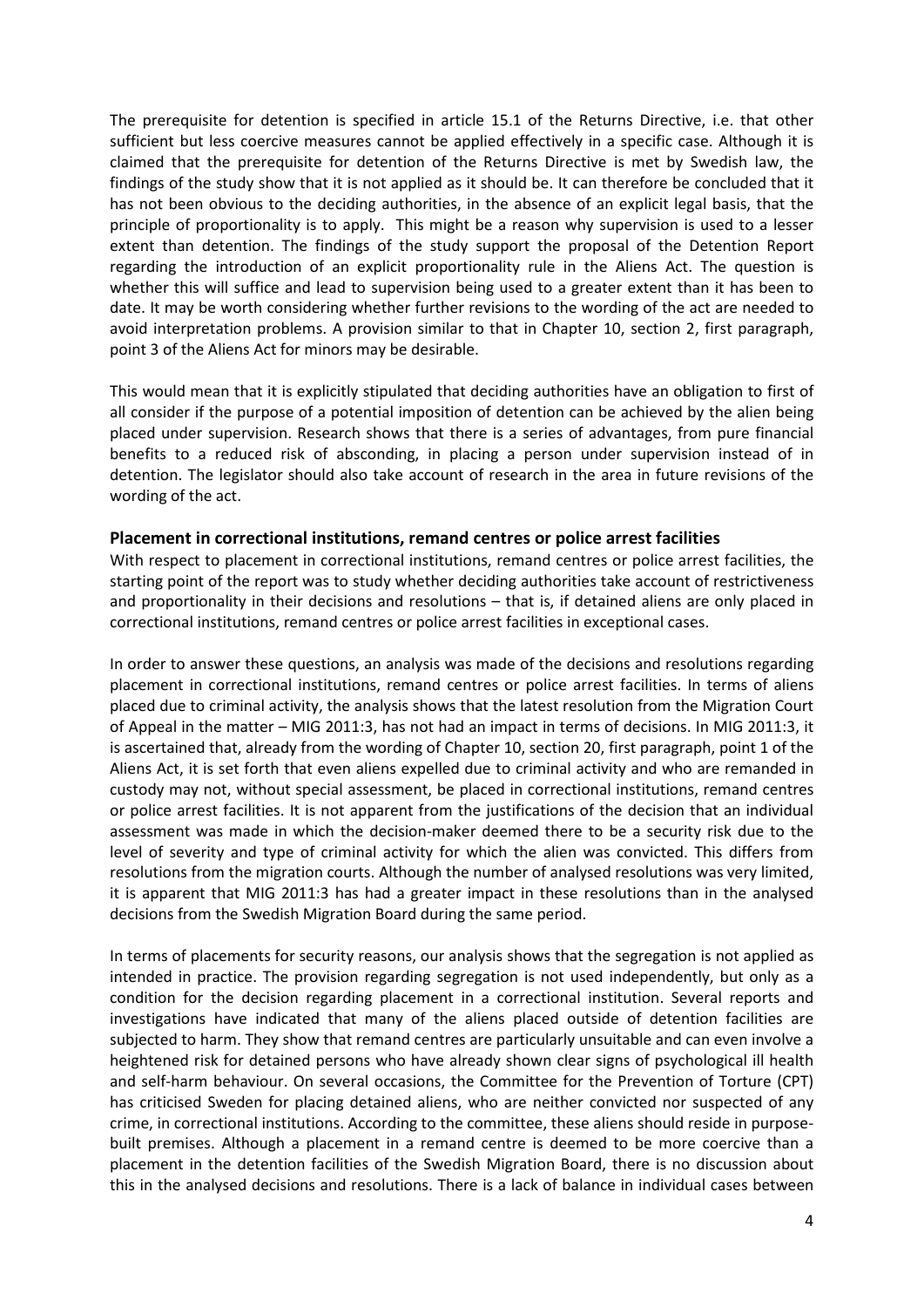The prerequisite for detention is specified in article 15.1 of the Returns Directive, i.e. that other sufficient but less coercive measures cannot be applied effectively in a specific case. Although it is claimed that the prerequisite for detention of the Returns Directive is met by Swedish law, the findings of the study show that it is not applied as it should be. It can therefore be concluded that it has not been obvious to the deciding authorities, in the absence of an explicit legal basis, that the principle of proportionality is to apply. This might be a reason why supervision is used to a lesser extent than detention. The findings of the study support the proposal of the Detention Report regarding the introduction of an explicit proportionality rule in the Aliens Act. The question is whether this will suffice and lead to supervision being used to a greater extent than it has been to date. It may be worth considering whether further revisions to the wording of the act are needed to avoid interpretation problems. A provision similar to that in Chapter 10, section 2, first paragraph, point 3 of the Aliens Act for minors may be desirable.

This would mean that it is explicitly stipulated that deciding authorities have an obligation to first of all consider if the purpose of a potential imposition of detention can be achieved by the alien being placed under supervision. Research shows that there is a series of advantages, from pure financial benefits to a reduced risk of absconding, in placing a person under supervision instead of in detention. The legislator should also take account of research in the area in future revisions of the wording of the act.

### Placement in correctional institutions, remand centres or police arrest facilities

With respect to placement in correctional institutions, remand centres or police arrest facilities, the starting point of the report was to study whether deciding authorities take account of restrictiveness and proportionality in their decisions and resolutions – that is, if detained aliens are only placed in correctional institutions, remand centres or police arrest facilities in exceptional cases.

In order to answer these questions, an analysis was made of the decisions and resolutions regarding placement in correctional institutions, remand centres or police arrest facilities. In terms of aliens placed due to criminal activity, the analysis shows that the latest resolution from the Migration Court of Appeal in the matter – MIG 2011:3, has not had an impact in terms of decisions. In MIG 2011:3, it is ascertained that, already from the wording of Chapter 10, section 20, first paragraph, point 1 of the Aliens Act, it is set forth that even aliens expelled due to criminal activity and who are remanded in custody may not, without special assessment, be placed in correctional institutions, remand centres or police arrest facilities. It is not apparent from the justifications of the decision that an individual assessment was made in which the decision-maker deemed there to be a security risk due to the level of severity and type of criminal activity for which the alien was convicted. This differs from resolutions from the migration courts. Although the number of analysed resolutions was very limited, it is apparent that MIG 2011:3 has had a greater impact in these resolutions than in the analysed decisions from the Swedish Migration Board during the same period.

In terms of placements for security reasons, our analysis shows that the segregation is not applied as intended in practice. The provision regarding segregation is not used independently, but only as a condition for the decision regarding placement in a correctional institution. Several reports and investigations have indicated that many of the aliens placed outside of detention facilities are subjected to harm. They show that remand centres are particularly unsuitable and can even involve a heightened risk for detained persons who have already shown clear signs of psychological ill health and self-harm behaviour. On several occasions, the Committee for the Prevention of Torture (CPT) has criticised Sweden for placing detained aliens, who are neither convicted nor suspected of any crime, in correctional institutions. According to the committee, these aliens should reside in purpose-built premises. Although a placement in a remand centre is deemed to be more coercive than a placement in the detention facilities of the Swedish Migration Board, there is no discussion about this in the analysed decisions and resolutions. There is a lack of balance in individual cases between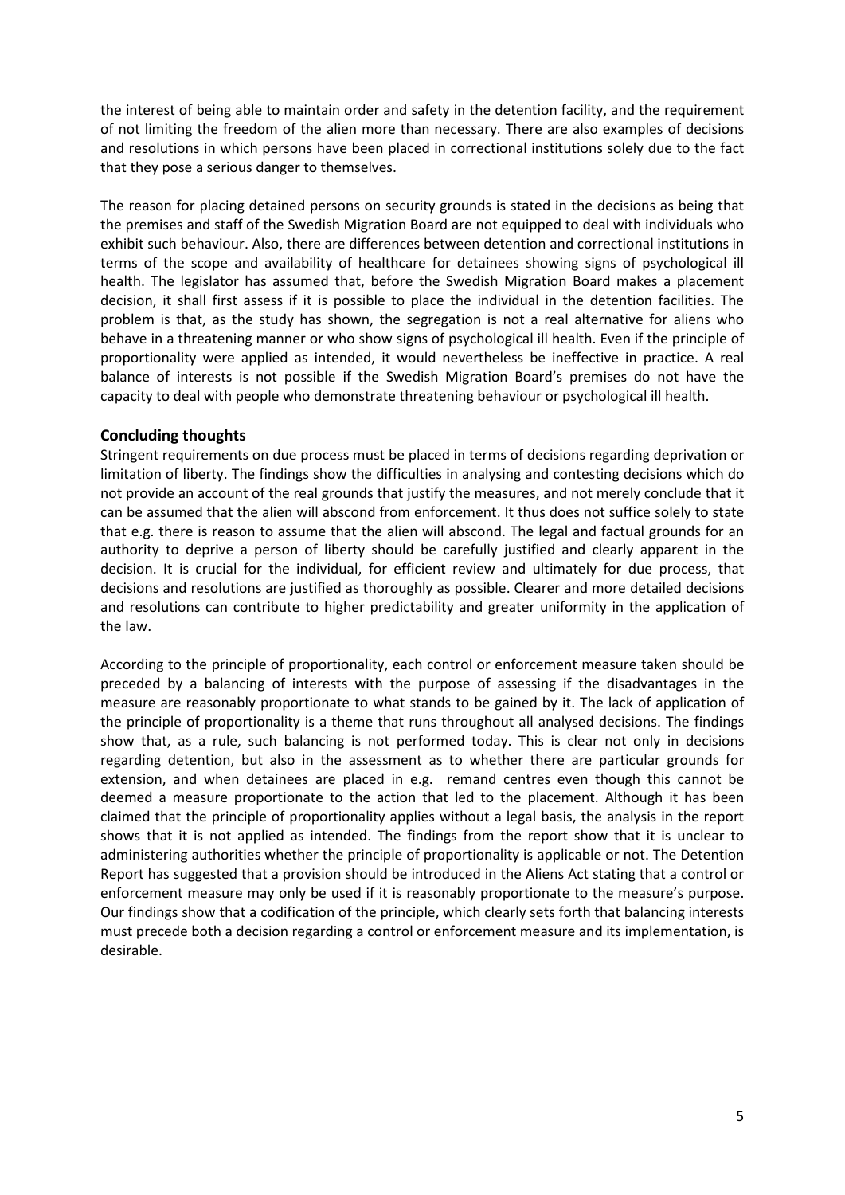the interest of being able to maintain order and safety in the detention facility, and the requirement of not limiting the freedom of the alien more than necessary. There are also examples of decisions and resolutions in which persons have been placed in correctional institutions solely due to the fact that they pose a serious danger to themselves.

The reason for placing detained persons on security grounds is stated in the decisions as being that the premises and staff of the Swedish Migration Board are not equipped to deal with individuals who exhibit such behaviour. Also, there are differences between detention and correctional institutions in terms of the scope and availability of healthcare for detainees showing signs of psychological ill health. The legislator has assumed that, before the Swedish Migration Board makes a placement decision, it shall first assess if it is possible to place the individual in the detention facilities. The problem is that, as the study has shown, the segregation is not a real alternative for aliens who behave in a threatening manner or who show signs of psychological ill health. Even if the principle of proportionality were applied as intended, it would nevertheless be ineffective in practice. A real balance of interests is not possible if the Swedish Migration Board's premises do not have the capacity to deal with people who demonstrate threatening behaviour or psychological ill health.

### Concluding thoughts

Stringent requirements on due process must be placed in terms of decisions regarding deprivation or limitation of liberty. The findings show the difficulties in analysing and contesting decisions which do not provide an account of the real grounds that justify the measures, and not merely conclude that it can be assumed that the alien will abscond from enforcement. It thus does not suffice solely to state that e.g. there is reason to assume that the alien will abscond. The legal and factual grounds for an authority to deprive a person of liberty should be carefully justified and clearly apparent in the decision. It is crucial for the individual, for efficient review and ultimately for due process, that decisions and resolutions are justified as thoroughly as possible. Clearer and more detailed decisions and resolutions can contribute to higher predictability and greater uniformity in the application of the law.

According to the principle of proportionality, each control or enforcement measure taken should be preceded by a balancing of interests with the purpose of assessing if the disadvantages in the measure are reasonably proportionate to what stands to be gained by it. The lack of application of the principle of proportionality is a theme that runs throughout all analysed decisions. The findings show that, as a rule, such balancing is not performed today. This is clear not only in decisions regarding detention, but also in the assessment as to whether there are particular grounds for extension, and when detainees are placed in e.g. remand centres even though this cannot be deemed a measure proportionate to the action that led to the placement. Although it has been claimed that the principle of proportionality applies without a legal basis, the analysis in the report shows that it is not applied as intended. The findings from the report show that it is unclear to administering authorities whether the principle of proportionality is applicable or not. The Detention Report has suggested that a provision should be introduced in the Aliens Act stating that a control or enforcement measure may only be used if it is reasonably proportionate to the measure's purpose. Our findings show that a codification of the principle, which clearly sets forth that balancing interests must precede both a decision regarding a control or enforcement measure and its implementation, is desirable.